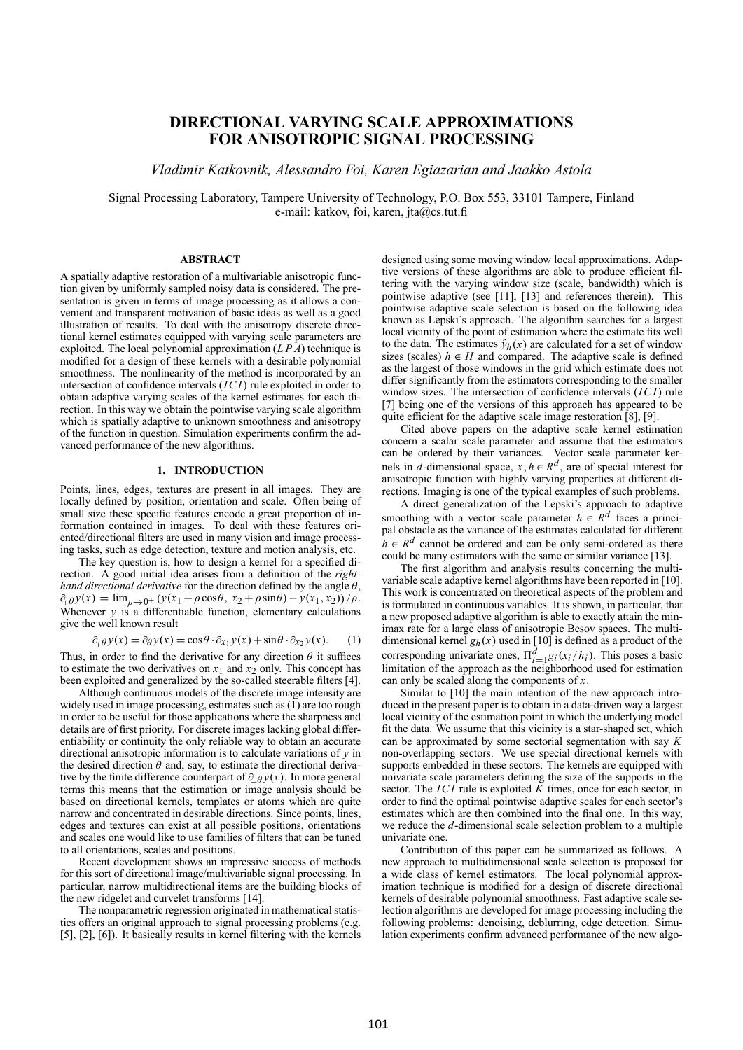# DIRECTIONAL VARYING SCALE APPROXIMATIONS FOR ANISOTROPIC SIGNAL PROCESSING

*Vladimir Katkovnik, Alessandro Foi, Karen Egiazarian and Jaakko Astola*

Signal Processing Laboratory, Tampere University of Technology, P.O. Box 553, 33101 Tampere, Finland
e-mail: katkov, foi, karen, jta@cs.tut.fi

## ABSTRACT

A spatially adaptive restoration of a multivariable anisotropic function given by uniformly sampled noisy data is considered. The presentation is given in terms of image processing as it allows a convenient and transparent motivation of basic ideas as well as a good illustration of results. To deal with the anisotropy discrete directional kernel estimates equipped with varying scale parameters are exploited. The local polynomial approximation ($LPA$) technique is modified for a design of these kernels with a desirable polynomial smoothness. The nonlinearity of the method is incorporated by an intersection of confidence intervals ($ICI$) rule exploited in order to obtain adaptive varying scales of the kernel estimates for each direction. In this way we obtain the pointwise varying scale algorithm which is spatially adaptive to unknown smoothness and anisotropy of the function in question. Simulation experiments confirm the advanced performance of the new algorithms.

## 1. INTRODUCTION

Points, lines, edges, textures are present in all images. They are locally defined by position, orientation and scale. Often being of small size these specific features encode a great proportion of information contained in images. To deal with these features oriented/directional filters are used in many vision and image processing tasks, such as edge detection, texture and motion analysis, etc.

The key question is, how to design a kernel for a specified direction. A good initial idea arises from a definition of the *right-hand directional derivative* for the direction defined by the angle $\theta$, $\partial_{+\theta} y(x) = \lim_{\rho \to 0^+} (y(x_1 + \rho \cos\theta,\ x_2 + \rho \sin\theta) - y(x_1, x_2))/\rho$. Whenever $y$ is a differentiable function, elementary calculations give the well known result

$$\partial_{+\theta} y(x) = \partial_{\theta} y(x) = \cos\theta \cdot \partial_{x_1} y(x) + \sin\theta \cdot \partial_{x_2} y(x). \quad (1)$$

Thus, in order to find the derivative for any direction $\theta$ it suffices to estimate the two derivatives on $x_1$ and $x_2$ only. This concept has been exploited and generalized by the so-called steerable filters [4].

Although continuous models of the discrete image intensity are widely used in image processing, estimates such as (1) are too rough in order to be useful for those applications where the sharpness and details are of first priority. For discrete images lacking global differentiability or continuity the only reliable way to obtain an accurate directional anisotropic information is to calculate variations of $y$ in the desired direction $\theta$ and, say, to estimate the directional derivative by the finite difference counterpart of $\partial_{+\theta} y(x)$. In more general terms this means that the estimation or image analysis should be based on directional kernels, templates or atoms which are quite narrow and concentrated in desirable directions. Since points, lines, edges and textures can exist at all possible positions, orientations and scales one would like to use families of filters that can be tuned to all orientations, scales and positions.

Recent development shows an impressive success of methods for this sort of directional image/multivariable signal processing. In particular, narrow multidirectional items are the building blocks of the new ridgelet and curvelet transforms [14].

The nonparametric regression originated in mathematical statistics offers an original approach to signal processing problems (e.g. [5], [2], [6]). It basically results in kernel filtering with the kernels designed using some moving window local approximations. Adaptive versions of these algorithms are able to produce efficient filtering with the varying window size (scale, bandwidth) which is pointwise adaptive (see [11], [13] and references therein). This pointwise adaptive scale selection is based on the following idea known as Lepski's approach. The algorithm searches for a largest local vicinity of the point of estimation where the estimate fits well to the data. The estimates $\hat{y}_h(x)$ are calculated for a set of window sizes (scales) $h \in H$ and compared. The adaptive scale is defined as the largest of those windows in the grid which estimate does not differ significantly from the estimators corresponding to the smaller window sizes. The intersection of confidence intervals ($ICI$) rule [7] being one of the versions of this approach has appeared to be quite efficient for the adaptive scale image restoration [8], [9].

Cited above papers on the adaptive scale kernel estimation concern a scalar scale parameter and assume that the estimators can be ordered by their variances. Vector scale parameter kernels in $d$-dimensional space, $x, h \in R^d$, are of special interest for anisotropic function with highly varying properties at different directions. Imaging is one of the typical examples of such problems.

A direct generalization of the Lepski's approach to adaptive smoothing with a vector scale parameter $h \in R^d$ faces a principal obstacle as the variance of the estimates calculated for different $h \in R^d$ cannot be ordered and can be only semi-ordered as there could be many estimators with the same or similar variance [13].

The first algorithm and analysis results concerning the multivariable scale adaptive kernel algorithms have been reported in [10]. This work is concentrated on theoretical aspects of the problem and is formulated in continuous variables. It is shown, in particular, that a new proposed adaptive algorithm is able to exactly attain the minimax rate for a large class of anisotropic Besov spaces. The multidimensional kernel $g_h(x)$ used in [10] is defined as a product of the corresponding univariate ones, $\Pi_{i=1}^{d} g_i(x_i/h_i)$. This poses a basic limitation of the approach as the neighborhood used for estimation can only be scaled along the components of $x$.

Similar to [10] the main intention of the new approach introduced in the present paper is to obtain in a data-driven way a largest local vicinity of the estimation point in which the underlying model fit the data. We assume that this vicinity is a star-shaped set, which can be approximated by some sectorial segmentation with say $K$ non-overlapping sectors. We use special directional kernels with supports embedded in these sectors. The kernels are equipped with univariate scale parameters defining the size of the supports in the sector. The $ICI$ rule is exploited $K$ times, once for each sector, in order to find the optimal pointwise adaptive scales for each sector's estimates which are then combined into the final one. In this way, we reduce the $d$-dimensional scale selection problem to a multiple univariate one.

Contribution of this paper can be summarized as follows. A new approach to multidimensional scale selection is proposed for a wide class of kernel estimators. The local polynomial approximation technique is modified for a design of discrete directional kernels of desirable polynomial smoothness. Fast adaptive scale selection algorithms are developed for image processing including the following problems: denoising, deblurring, edge detection. Simulation experiments confirm advanced performance of the new algo-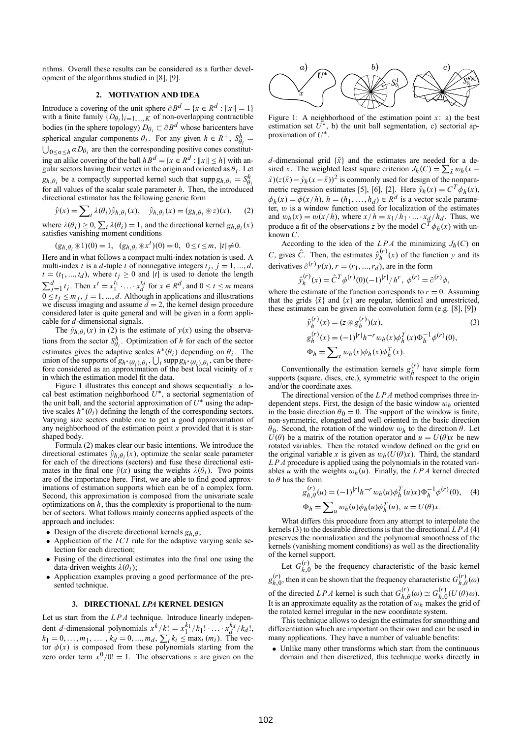rithms. Overall these results can be considered as a further development of the algorithms studied in [8], [9].

## 2. MOTIVATION AND IDEA

Introduce a covering of the unit sphere $\partial B^d = \{x \in R^d : \|x\| = 1\}$ with a finite family $\{D_{\theta_i}\}_{i=1,...,K}$ of non-overlapping contractible bodies (in the sphere topology) $D_{\theta_i} \subset \partial B^d$ whose baricenters have spherical angular components $\theta_i$. For any given $h \in R^+$, $S^h_{\theta_i} = \bigcup_{0 \le \alpha \le h} \alpha D_{\theta_i}$ are then the corresponding positive cones constituting an alike covering of the ball $hB^d = \{x \in R^d : \|x\| \le h\}$ with angular sectors having their vertex in the origin and oriented as $\theta_i$. Let $g_{h,\theta_i}$ be a compactly supported kernel such that $\operatorname{supp} g_{h,\theta_i} = S^h_{\theta_i}$ for all values of the scalar scale parameter $h$. Then, the introduced directional estimator has the following generic form

$$\hat{y}(x) = \sum\nolimits_i \lambda(\theta_i)\hat{y}_{h,\theta_i}(x), \quad \hat{y}_{h,\theta_i}(x) = (g_{h,\theta_i} \circledast z)(x), \tag{2}$$

where $\lambda(\theta_i) \ge 0$, $\sum_i \lambda(\theta_i) = 1$, and the directional kernel $g_{h,\theta_i}(x)$ satisfies vanishing moment conditions

$$(g_{h,\theta_i} \circledast 1)(0) = 1, \quad (g_{h,\theta_i} \circledast x^t)(0) = 0, \;\; 0 \le t \le m, \; |t| \ne 0.$$

Here and in what follows a compact multi-index notation is used. A multi-index $t$ is a $d$-tuple $t$ of nonnegative integers $t_j$, $j = 1, ..., d$, $t = (t_1, ..., t_d)$, where $t_j \ge 0$ and $|t|$ is used to denote the length $\sum_{j=1}^d t_j$. Then $x^t = x_1^{t_1} \cdot \ldots \cdot x_d^{t_d}$ for $x \in R^d$, and $0 \le t \le m$ means $0 \le t_j \le m_j$, $j = 1, ..., d$. Although in applications and illustrations we discuss imaging and assume $d = 2$, the kernel design procedure considered later is quite general and will be given in a form applicable for $d$-dimensional signals.

The $\hat{y}_{h,\theta_i}(x)$ in (2) is the estimate of $y(x)$ using the observations from the sector $S^h_{\theta_i}$. Optimization of $h$ for each of the sector estimates gives the adaptive scales $h^*(\theta_i)$ depending on $\theta_i$. The union of the supports of $g_{h^*(\theta_i),\theta_i}$, $\bigcup_i \operatorname{supp} g_{h^*(\theta_i),\theta_i}$, can be therefore considered as an approximation of the best local vicinity of $x$ in which the estimation model fit the data.

Figure 1 illustrates this concept and shows sequentially: a local best estimation neighborhood $U^*$, a sectorial segmentation of the unit ball, and the sectorial approximation of $U^*$ using the adaptive scales $h^*(\theta_i)$ defining the length of the corresponding sectors. Varying size sectors enable one to get a good approximation of any neighborhood of the estimation point $x$ provided that it is a star-shaped body.

Formula (2) makes clear our basic intentions. We introduce the directional estimates $\hat{y}_{h,\theta_i}(x)$, optimize the scalar scale parameter for each of the directions (sectors) and fuse these directional estimates in the final one $\hat{y}(x)$ using the weights $\lambda(\theta_i)$. Two points are of the importance here. First, we are able to find good approximations of estimation supports which can be of a complex form. Second, this approximation is composed from the univariate scale optimizations on $h$, thus the complexity is proportional to the number of sectors. What follows mainly concerns applied aspects of the approach and includes:

- Design of the discrete directional kernels $g_{h,\theta}$;
- Application of the $ICI$ rule for the adaptive varying scale selection for each direction;
- Fusing of the directional estimates into the final one using the data-driven weights $\lambda(\theta_i)$;
- Application examples proving a good performance of the presented technique.

## 3. DIRECTIONAL *LPA* KERNEL DESIGN

Let us start from the $LPA$ technique. Introduce linearly independent $d$-dimensional polynomials $x^k/k! = x_1^{k_1}/k_1! \cdot \ldots \cdot x_d^{k_d}/k_d!$, $k_1 = 0, \ldots, m_1, \ldots, k_d = 0, ..., m_d$, $\sum_i k_i \le \max_i(m_i)$. The vector $\phi(x)$ is composed from these polynomials starting from the zero order term $x^0/0! = 1$. The observations $z$ are given on the

Figure 1: A neighborhood of the estimation point $x$: a) the best estimation set $U^*$, b) the unit ball segmentation, c) sectorial approximation of $U^*$.

$d$-dimensional grid $\{\tilde{x}\}$ and the estimates are needed for a desired $x$. The weighted least square criterion $J_h(C) = \sum_{\tilde{x}} w_h(x - \tilde{x})(z(\tilde{x}) - \tilde{y}_h(x - \tilde{x}))^2$ is commonly used for design of the nonparametric regression estimates [5], [6], [2]. Here $\tilde{y}_h(x) = C^T\phi_h(x)$, $\phi_h(x) = \phi(x/h)$, $h = (h_1, \ldots, h_d) \in R^d$ is a vector scale parameter, $w$ is a window function used for localization of the estimates and $w_h(x) = w(x/h)$, where $x/h = x_1/h_1 \cdot \ldots \cdot x_d/h_d$. Thus, we produce a fit of the observations $z$ by the model $C^T\phi_h(x)$ with unknown $C$.

According to the idea of the $LPA$ the minimizing $J_h(C)$ on $C$, gives $\hat{C}$. Then, the estimates $\hat{y}_h^{(r)}(x)$ of the function $y$ and its derivatives $\partial^{(r)}y(x)$, $r = (r_1, ..., r_d)$, are in the form

$$\hat{y}_h^{(r)}(x) = \hat{C}^T\phi^{(r)}(0)(-1)^{|r|}/h^r, \; \phi^{(r)} = \partial^{(r)}\phi,$$

where the estimate of the function corresponds to $r = 0$. Assuming that the grids $\{\tilde{x}\}$ and $\{x\}$ are regular, identical and unrestricted, these estimates can be given in the convolution form (e.g. [8], [9])

$$\begin{aligned}
&\hat{y}_h^{(r)}(x) = (z \circledast g_h^{(r)})(x), \\
&g_h^{(r)}(x) = (-1)^{|r|}h^{-r}w_h(x)\phi_h^T(x)\Phi_h^{-1}\phi^{(r)}(0), \\
&\Phi_h = \sum\nolimits_x w_h(x)\phi_h(x)\phi_h^T(x).
\end{aligned} \tag{3}$$

Conventionally the estimation kernels $g_h^{(r)}$ have simple form supports (square, discs, etc.), symmetric with respect to the origin and/or the coordinate axes.

The directional version of the $LPA$ method comprises three independent steps. First, the design of the basic window $w_h$ oriented in the basic direction $\theta_0 = 0$. The support of the window is finite, non-symmetric, elongated and well oriented in the basic direction $\theta_0$. Second, the rotation of the window $w_h$ to the direction $\theta$. Let $U(\theta)$ be a matrix of the rotation operator and $u = U(\theta)x$ be new rotated variables. Then the rotated window defined on the grid on the original variable $x$ is given as $w_h(U(\theta)x)$. Third, the standard $LPA$ procedure is applied using the polynomials in the rotated variables $u$ with the weights $w_h(u)$. Finally, the $LPA$ kernel directed to $\theta$ has the form

$$\begin{aligned}
&g_{h,\theta}^{(r)}(u) = (-1)^{|r|}h^{-r}w_h(u)\phi_h^T(u)x)\Phi_h^{-1}\phi^{(r)}(0), \\
&\Phi_h = \sum\nolimits_u w_h(u)\phi_h(u)\phi_h^T(u), \; u = U(\theta)x.
\end{aligned} \tag{4}$$

What differs this procedure from any attempt to interpolate the kernels (3) to the desirable directions is that the directional $LPA$ (4) preserves the normalization and the polynomial smoothness of the kernels (vanishing moment conditions) as well as the directionality of the kernel support.

Let $G_{h,0}^{(r)}$ be the frequency characteristic of the basic kernel $g_{h,0}^{(r)}$, then it can be shown that the frequency characteristic $G_{h,\theta}^{(r)}(\omega)$ of the directed $LPA$ kernel is such that $G_{h,\theta}^{(r)}(\omega) \simeq G_{h,0}^{(r)}(U(\theta)\omega)$. It is an approximate equality as the rotation of $w_h$ makes the grid of the rotated kernel irregular in the new coordinate system.

This technique allows to design the estimates for smoothing and differentiation which are important on their own and can be used in many applications. They have a number of valuable benefits:

- Unlike many other transforms which start from the continuous domain and then discretized, this technique works directly in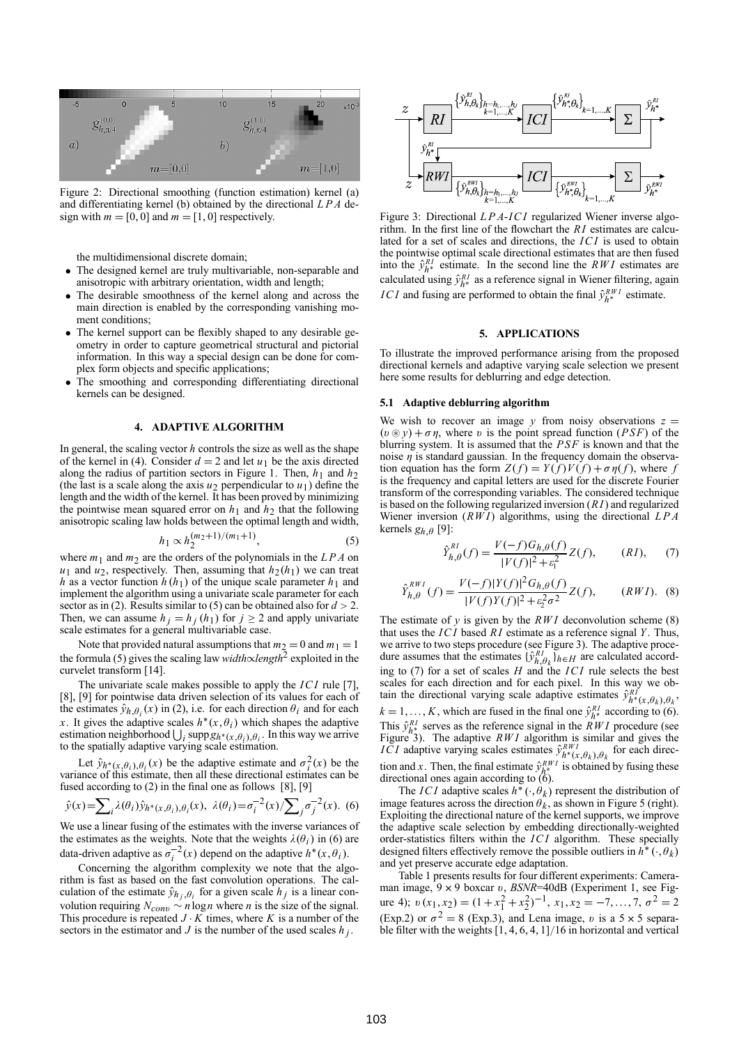Figure 2: Directional smoothing (function estimation) kernel (a) and differentiating kernel (b) obtained by the directional $LPA$ design with $m = [0,0]$ and $m = [1,0]$ respectively.

the multidimensional discrete domain;

- The designed kernel are truly multivariable, non-separable and anisotropic with arbitrary orientation, width and length;
- The desirable smoothness of the kernel along and across the main direction is enabled by the corresponding vanishing moment conditions;
- The kernel support can be flexibly shaped to any desirable geometry in order to capture geometrical structural and pictorial information. In this way a special design can be done for complex form objects and specific applications;
- The smoothing and corresponding differentiating directional kernels can be designed.

## 4. ADAPTIVE ALGORITHM

In general, the scaling vector $h$ controls the size as well as the shape of the kernel in (4). Consider $d = 2$ and let $u_1$ be the axis directed along the radius of partition sectors in Figure 1. Then, $h_1$ and $h_2$ (the last is a scale along the axis $u_2$ perpendicular to $u_1$) define the length and the width of the kernel. It has been proved by minimizing the pointwise mean squared error on $h_1$ and $h_2$ that the following anisotropic scaling law holds between the optimal length and width,

$$h_1 \propto h_2^{(m_2+1)/(m_1+1)}, \qquad (5)$$

where $m_1$ and $m_2$ are the orders of the polynomials in the $LPA$ on $u_1$ and $u_2$, respectively. Then, assuming that $h_2(h_1)$ we can treat $h$ as a vector function $h(h_1)$ of the unique scale parameter $h_1$ and implement the algorithm using a univariate scale parameter for each sector as in (2). Results similar to (5) can be obtained also for $d > 2$. Then, we can assume $h_j = h_j(h_1)$ for $j \geq 2$ and apply univariate scale estimates for a general multivariable case.

Note that provided natural assumptions that $m_2 = 0$ and $m_1 = 1$ the formula (5) gives the scaling law *width*$\propto$*length*$^2$ exploited in the curvelet transform [14].

The univariate scale makes possible to apply the $ICI$ rule [7], [8], [9] for pointwise data driven selection of its values for each of the estimates $\hat{y}_{h,\theta_i}(x)$ in (2), i.e. for each direction $\theta_i$ and for each $x$. It gives the adaptive scales $h^*(x,\theta_i)$ which shapes the adaptive estimation neighborhood $\bigcup_i \operatorname{supp} g_{h^*(x,\theta_i),\theta_i}$. In this way we arrive to the spatially adaptive varying scale estimation.

Let $\hat{y}_{h^*(x,\theta_i),\theta_i}(x)$ be the adaptive estimate and $\sigma_i^2(x)$ be the variance of this estimate, then all these directional estimates can be fused according to (2) in the final one as follows [8], [9]

$$\hat{y}(x) = \sum_i \lambda(\theta_i)\hat{y}_{h^*(x,\theta_i),\theta_i}(x),\ \lambda(\theta_i) = \sigma_i^{-2}(x) / \sum_j \sigma_j^{-2}(x). \ (6)$$

We use a linear fusing of the estimates with the inverse variances of the estimates as the weights. Note that the weights $\lambda(\theta_i)$ in (6) are data-driven adaptive as $\sigma_i^{-2}(x)$ depend on the adaptive $h^*(x,\theta_i)$.

Concerning the algorithm complexity we note that the algorithm is fast as based on the fast convolution operations. The calculation of the estimate $\hat{y}_{h_j,\theta_i}$ for a given scale $h_j$ is a linear convolution requiring $N_{conv} \sim n \log n$ where $n$ is the size of the signal. This procedure is repeated $J \cdot K$ times, where $K$ is a number of the sectors in the estimator and $J$ is the number of the used scales $h_j$.

Figure 3: Directional $LPA$-$ICI$ regularized Wiener inverse algorithm. In the first line of the flowchart the $RI$ estimates are calculated for a set of scales and directions, the $ICI$ is used to obtain the pointwise optimal scale directional estimates that are then fused into the $\hat{y}_{h^*}^{RI}$ estimate. In the second line the $RWI$ estimates are calculated using $\hat{y}_{h^*}^{RI}$ as a reference signal in Wiener filtering, again $ICI$ and fusing are performed to obtain the final $\hat{y}_{h^*}^{RWI}$ estimate.

## 5. APPLICATIONS

To illustrate the improved performance arising from the proposed directional kernels and adaptive varying scale selection we present here some results for deblurring and edge detection.

### 5.1 Adaptive deblurring algorithm

We wish to recover an image $y$ from noisy observations $z = (\upsilon \circledast y) + \sigma\eta$, where $\upsilon$ is the point spread function ($PSF$) of the blurring system. It is assumed that the $PSF$ is known and that the noise $\eta$ is standard gaussian. In the frequency domain the observation equation has the form $Z(f) = Y(f)V(f) + \sigma\eta(f)$, where $f$ is the frequency and capital letters are used for the discrete Fourier transform of the corresponding variables. The considered technique is based on the following regularized inversion ($RI$) and regularized Wiener inversion ($RWI$) algorithms, using the directional $LPA$ kernels $g_{h,\theta}$ [9]:

$$\hat{Y}_{h,\theta}^{RI}(f) = \frac{V(-f)G_{h,\theta}(f)}{|V(f)|^2 + \varepsilon_1^2} Z(f), \qquad (RI), \qquad (7)$$

$$\hat{Y}_{h,\theta}^{RWI}(f) = \frac{V(-f)|Y(f)|^2 G_{h,\theta}(f)}{|V(f)Y(f)|^2 + \varepsilon_2^2\sigma^2} Z(f), \qquad (RWI). \ (8)$$

The estimate of $y$ is given by the $RWI$ deconvolution scheme (8) that uses the $ICI$ based $RI$ estimate as a reference signal $Y$. Thus, we arrive to two steps procedure (see Figure 3). The adaptive procedure assumes that the estimates $\{\hat{y}_{h,\theta_k}^{RI}\}_{h\in H}$ are calculated according to (7) for a set of scales $H$ and the $ICI$ rule selects the best scales for each direction and for each pixel. In this way we obtain the directional varying scale adaptive estimates $\hat{y}_{h^*(x,\theta_k),\theta_k}^{RI}$, $k = 1,\ldots,K$, which are fused in the final one $\hat{y}_{h^*}^{RI}$ according to (6). This $\hat{y}_{h^*}^{RI}$ serves as the reference signal in the $RWI$ procedure (see Figure 3). The adaptive $RWI$ algorithm is similar and gives the $ICI$ adaptive varying scales estimates $\hat{y}_{h^*(x,\theta_k),\theta_k}^{RWI}$ for each direction and $x$. Then, the final estimate $\hat{y}_{h^*}^{RWI}$ is obtained by fusing these directional ones again according to (6).

The $ICI$ adaptive scales $h^*(\cdot,\theta_k)$ represent the distribution of image features across the direction $\theta_k$, as shown in Figure 5 (right). Exploiting the directional nature of the kernel supports, we improve the adaptive scale selection by embedding directionally-weighted order-statistics filters within the $ICI$ algorithm. These specially designed filters effectively remove the possible outliers in $h^*(\cdot,\theta_k)$ and yet preserve accurate edge adaptation.

Table 1 presents results for four different experiments: Cameraman image, $9\times 9$ boxcar $\upsilon$, *BSNR*=40dB (Experiment 1, see Figure 4); $\upsilon(x_1,x_2) = (1 + x_1^2 + x_2^2)^{-1}$, $x_1, x_2 = -7,\ldots,7$, $\sigma^2 = 2$ (Exp.2) or $\sigma^2 = 8$ (Exp.3), and Lena image, $\upsilon$ is a $5\times 5$ separable filter with the weights $[1,4,6,4,1]/16$ in horizontal and vertical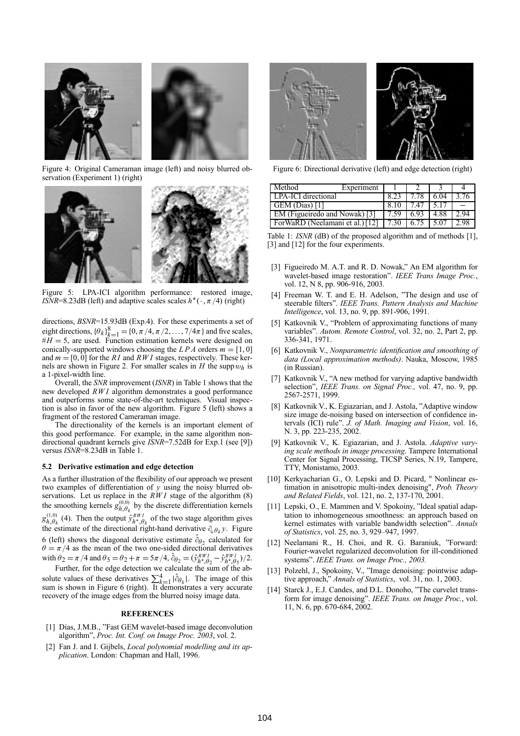Figure 4: Original Cameraman image (left) and noisy blurred observation (Experiment 1) (right)

Figure 5: LPA-ICI algorithm performance: restored image, *ISNR*=8.23dB (left) and adaptive scales scales $h^*(\cdot, \pi/4)$ (right)

directions, *BSNR*=15.93dB (Exp.4). For these experiments a set of eight directions, $\{\theta_k\}_{k=1}^{8} = \{0, \pi/4, \pi/2, \ldots, 7/4\pi\}$ and five scales, $\#H = 5$, are used. Function estimation kernels were designed on conically-supported windows choosing the $LPA$ orders $m = [1, 0]$ and $m = [0, 0]$ for the $RI$ and $RWI$ stages, respectively. These kernels are shown in Figure 2. For smaller scales in $H$ the supp $w_h$ is a 1-pixel-width line.

Overall, the *SNR* improvement (*ISNR*) in Table 1 shows that the new developed $RWI$ algorithm demonstrates a good performance and outperforms some state-of-the-art techniques. Visual inspection is also in favor of the new algorithm. Figure 5 (left) shows a fragment of the restored Cameraman image.

The directionality of the kernels is an important element of this good performance. For example, in the same algorithm non-directional quadrant kernels give *ISNR*=7.52dB for Exp.1 (see [9]) versus *ISNR*=8.23dB in Table 1.

### 5.2 Derivative estimation and edge detection

As a further illustration of the flexibility of our approach we present two examples of differentiation of $y$ using the noisy blurred observations. Let us replace in the $RWI$ stage of the algorithm (8) the smoothing kernels $g_{h,\theta_k}^{(0,0)}$ by the discrete differentiation kernels $g_{h,\theta_k}^{(1,0)}$ (4). Then the output $\hat{y}_{h^*,\theta_k}^{RWI}$ of the two stage algorithm gives the estimate of the directional right-hand derivative $\partial_{+\theta_k} y$. Figure 6 (left) shows the diagonal derivative estimate $\hat{\partial}_{\theta_2}$ calculated for $\theta = \pi/4$ as the mean of the two one-sided directional derivatives with $\theta_2 = \pi/4$ and $\theta_5 = \theta_2 + \pi = 5\pi/4$, $\hat{\partial}_{\theta_2} = (\hat{y}_{h^*,\theta_2}^{RWI} - \hat{y}_{h^*,\theta_5}^{RWI})/2$.

Further, for the edge detection we calculate the sum of the absolute values of these derivatives $\sum_{k=1}^{4} |\hat{\partial}_{\theta_k}|$. The image of this sum is shown in Figure 6 (right). It demonstrates a very accurate recovery of the image edges from the blurred noisy image data.

Figure 6: Directional derivative (left) and edge detection (right)

| Method / Experiment | 1 | 2 | 3 | 4 |
|---|---|---|---|---|
| LPA-ICI directional | 8.23 | 7.78 | 6.04 | 3.76 |
| GEM (Dias) [1] | 8.10 | 7.47 | 5.17 | – |
| EM (Figueiredo and Nowak) [3] | 7.59 | 6.93 | 4.88 | 2.94 |
| ForWaRD (Neelamani et al.) [12] | 7.30 | 6.75 | 5.07 | 2.98 |

Table 1: *ISNR* (dB) of the proposed algorithm and of methods [1], [3] and [12] for the four experiments.

#### REFERENCES

[1] Dias, J.M.B., "Fast GEM wavelet-based image deconvolution algorithm", *Proc. Int. Conf. on Image Proc. 2003*, vol. 2.

[2] Fan J. and I. Gijbels, *Local polynomial modelling and its application*. London: Chapman and Hall, 1996.

[3] Figueiredo M. A.T. and R. D. Nowak," An EM algorithm for wavelet-based image restoration". *IEEE Trans Image Proc.*, vol. 12, N 8, pp. 906-916, 2003.

[4] Freeman W. T. and E. H. Adelson, "The design and use of steerable filters". *IEEE Trans. Pattern Analysis and Machine Intelligence*, vol. 13, no. 9, pp. 891-906, 1991.

[5] Katkovnik V., "Problem of approximating functions of many variables". *Autom. Remote Control*, vol. 32, no. 2, Part 2, pp. 336-341, 1971.

[6] Katkovnik V., *Nonparametric identification and smoothing of data (Local approximation methods)*. Nauka, Moscow, 1985 (in Russian).

[7] Katkovnik V., "A new method for varying adaptive bandwidth selection", *IEEE Trans. on Signal Proc.,* vol. 47, no. 9, pp. 2567-2571, 1999.

[8] Katkovnik V., K. Egiazarian, and J. Astola, "Adaptive window size image de-noising based on intersection of confidence intervals (ICI) rule". *J. of Math. Imaging and Vision*, vol. 16, N. 3, pp. 223-235, 2002.

[9] Katkovnik V., K. Egiazarian, and J. Astola. *Adaptive varying scale methods in image processing*. Tampere International Center for Signal Processing, TICSP Series, N.19, Tampere, TTY, Monistamo, 2003.

[10] Kerkyacharian G., O. Lepski and D. Picard, " Nonlinear estimation in anisotropic multi-index denoising", *Prob. Theory and Related Fields*, vol. 121, no. 2, 137-170, 2001.

[11] Lepski, O., E. Mammen and V. Spokoiny, "Ideal spatial adaptation to inhomogeneous smoothness: an approach based on kernel estimates with variable bandwidth selection". *Annals of Statistics*, vol. 25, no. 3, 929–947, 1997.

[12] Neelamani R., H. Choi, and R. G. Baraniuk, "Forward: Fourier-wavelet regularized deconvolution for ill-conditioned systems". *IEEE Trans. on Image Proc., 2003.*

[13] Polzehl, J., Spokoiny, V., "Image denoising: pointwise adaptive approach," *Annals of Statistics*, vol. 31, no. 1, 2003.

[14] Starck J., E.J. Candes, and D.L. Donoho, "The curvelet transform for image denoising". *IEEE Trans. on Image Proc.*, vol. 11, N. 6, pp. 670-684, 2002.